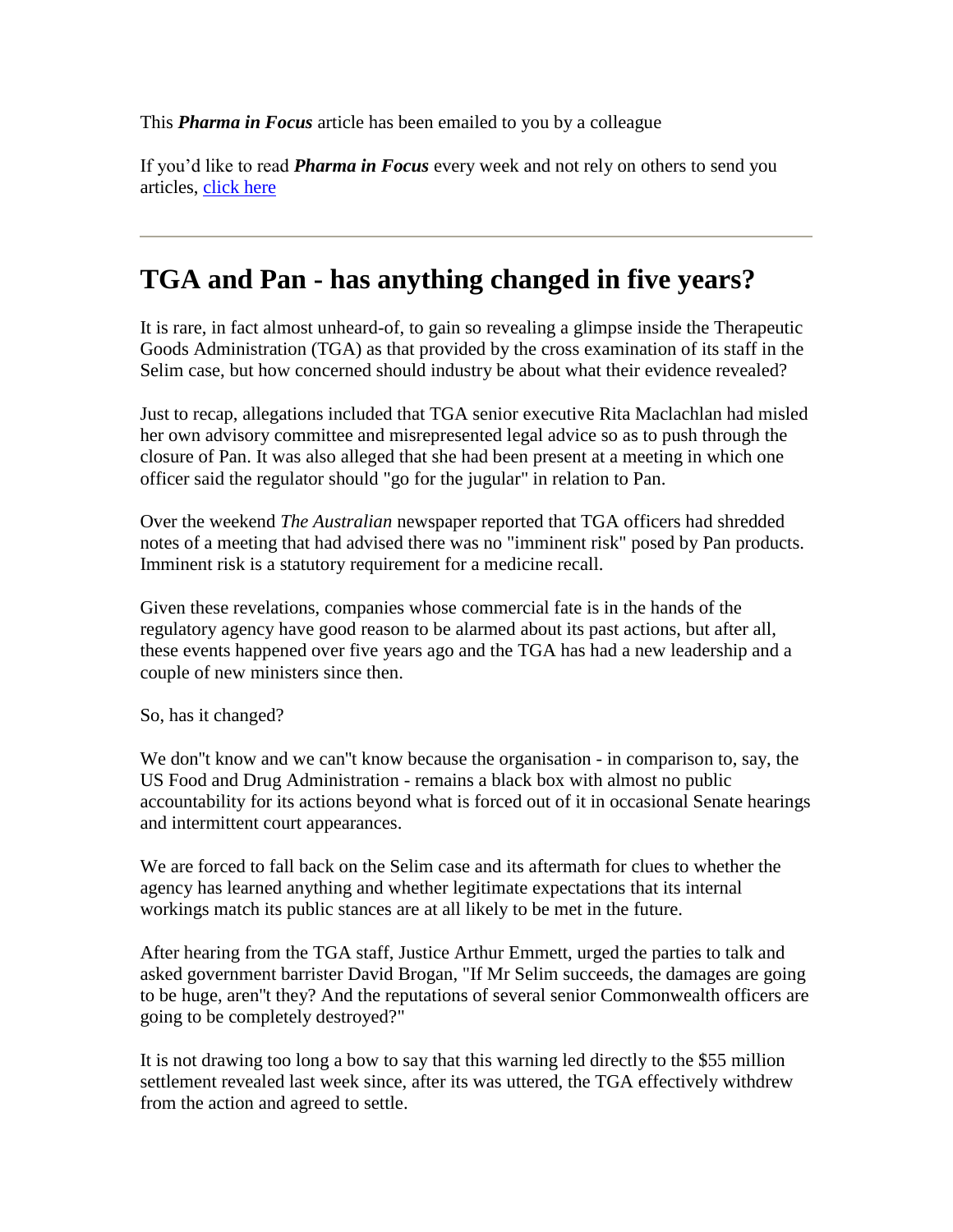This ***Pharma in Focus*** article has been emailed to you by a colleague

If you'd like to read ***Pharma in Focus*** every week and not rely on others to send you articles, [click here]

---

# TGA and Pan - has anything changed in five years?

It is rare, in fact almost unheard-of, to gain so revealing a glimpse inside the Therapeutic Goods Administration (TGA) as that provided by the cross examination of its staff in the Selim case, but how concerned should industry be about what their evidence revealed?

Just to recap, allegations included that TGA senior executive Rita Maclachlan had misled her own advisory committee and misrepresented legal advice so as to push through the closure of Pan. It was also alleged that she had been present at a meeting in which one officer said the regulator should "go for the jugular" in relation to Pan.

Over the weekend *The Australian* newspaper reported that TGA officers had shredded notes of a meeting that had advised there was no "imminent risk" posed by Pan products. Imminent risk is a statutory requirement for a medicine recall.

Given these revelations, companies whose commercial fate is in the hands of the regulatory agency have good reason to be alarmed about its past actions, but after all, these events happened over five years ago and the TGA has had a new leadership and a couple of new ministers since then.

So, has it changed?

We don"t know and we can"t know because the organisation - in comparison to, say, the US Food and Drug Administration - remains a black box with almost no public accountability for its actions beyond what is forced out of it in occasional Senate hearings and intermittent court appearances.

We are forced to fall back on the Selim case and its aftermath for clues to whether the agency has learned anything and whether legitimate expectations that its internal workings match its public stances are at all likely to be met in the future.

After hearing from the TGA staff, Justice Arthur Emmett, urged the parties to talk and asked government barrister David Brogan, "If Mr Selim succeeds, the damages are going to be huge, aren"t they? And the reputations of several senior Commonwealth officers are going to be completely destroyed?"

It is not drawing too long a bow to say that this warning led directly to the $55 million settlement revealed last week since, after its was uttered, the TGA effectively withdrew from the action and agreed to settle.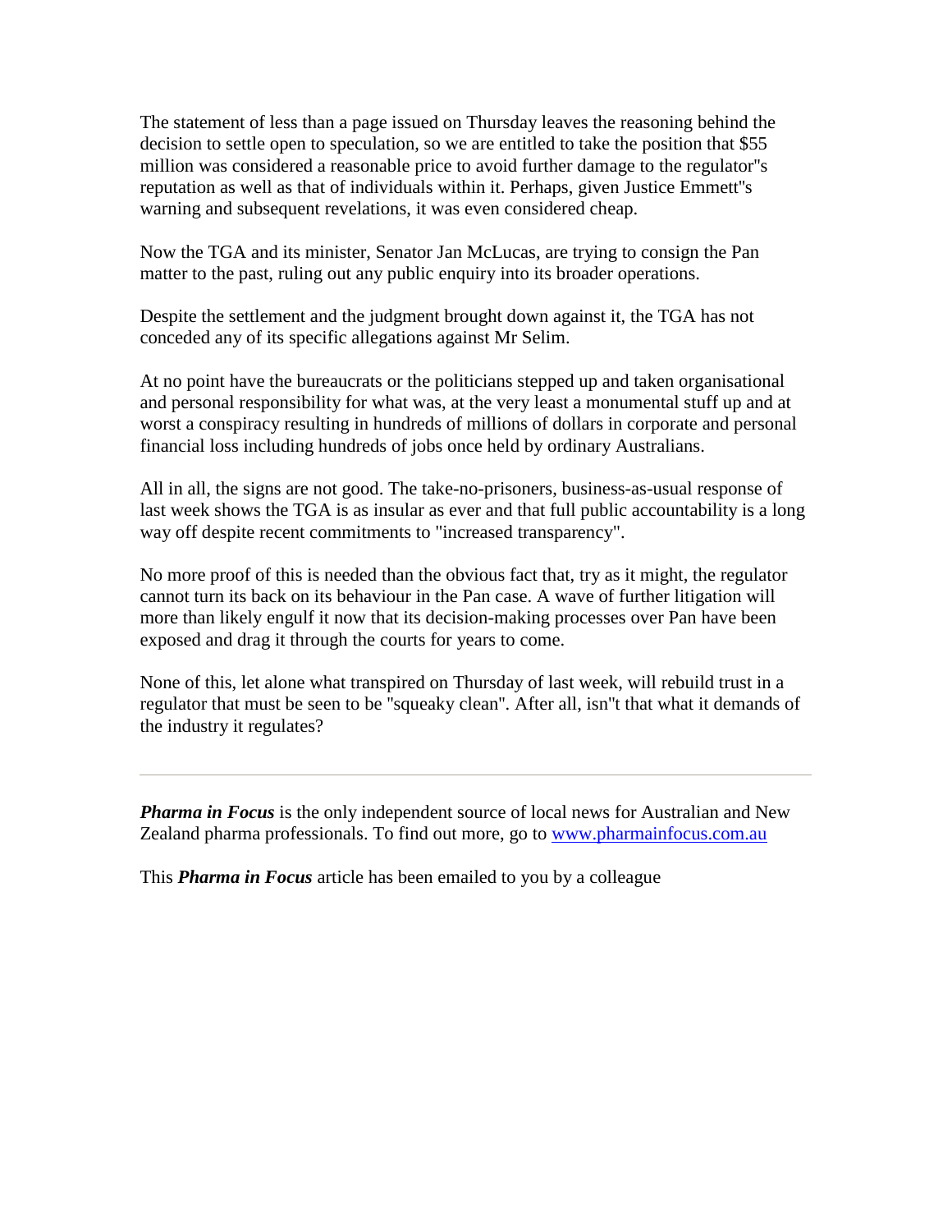The statement of less than a page issued on Thursday leaves the reasoning behind the decision to settle open to speculation, so we are entitled to take the position that $55 million was considered a reasonable price to avoid further damage to the regulator"s reputation as well as that of individuals within it. Perhaps, given Justice Emmett"s warning and subsequent revelations, it was even considered cheap.

Now the TGA and its minister, Senator Jan McLucas, are trying to consign the Pan matter to the past, ruling out any public enquiry into its broader operations.

Despite the settlement and the judgment brought down against it, the TGA has not conceded any of its specific allegations against Mr Selim.

At no point have the bureaucrats or the politicians stepped up and taken organisational and personal responsibility for what was, at the very least a monumental stuff up and at worst a conspiracy resulting in hundreds of millions of dollars in corporate and personal financial loss including hundreds of jobs once held by ordinary Australians.

All in all, the signs are not good. The take-no-prisoners, business-as-usual response of last week shows the TGA is as insular as ever and that full public accountability is a long way off despite recent commitments to "increased transparency".

No more proof of this is needed than the obvious fact that, try as it might, the regulator cannot turn its back on its behaviour in the Pan case. A wave of further litigation will more than likely engulf it now that its decision-making processes over Pan have been exposed and drag it through the courts for years to come.

None of this, let alone what transpired on Thursday of last week, will rebuild trust in a regulator that must be seen to be "squeaky clean". After all, isn"t that what it demands of the industry it regulates?

---

***Pharma in Focus*** is the only independent source of local news for Australian and New Zealand pharma professionals. To find out more, go to [www.pharmainfocus.com.au](http://www.pharmainfocus.com.au)

This ***Pharma in Focus*** article has been emailed to you by a colleague